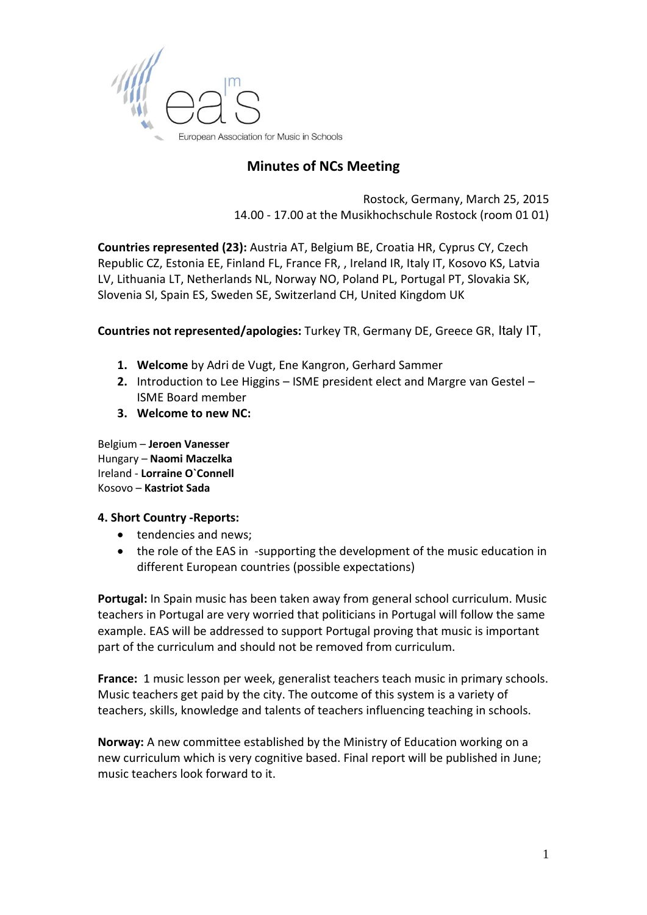European Association for Music in Schools

# Minutes of NCs Meeting

Rostock, Germany, March 25, 2015
14.00 - 17.00 at the Musikhochschule Rostock (room 01 01)

**Countries represented (23):** Austria AT, Belgium BE, Croatia HR, Cyprus CY, Czech Republic CZ, Estonia EE, Finland FL, France FR, , Ireland IR, Italy IT, Kosovo KS, Latvia LV, Lithuania LT, Netherlands NL, Norway NO, Poland PL, Portugal PT, Slovakia SK, Slovenia SI, Spain ES, Sweden SE, Switzerland CH, United Kingdom UK

**Countries not represented/apologies:** Turkey TR, Germany DE, Greece GR, Italy IT,

1. **Welcome** by Adri de Vugt, Ene Kangron, Gerhard Sammer
2. Introduction to Lee Higgins – ISME president elect and Margre van Gestel – ISME Board member
3. **Welcome to new NC:**

Belgium – **Jeroen Vanesser**
Hungary – **Naomi Maczelka**
Ireland - **Lorraine O`Connell**
Kosovo – **Kastriot Sada**

**4. Short Country -Reports:**

- tendencies and news;
- the role of the EAS in -supporting the development of the music education in different European countries (possible expectations)

**Portugal:** In Spain music has been taken away from general school curriculum. Music teachers in Portugal are very worried that politicians in Portugal will follow the same example. EAS will be addressed to support Portugal proving that music is important part of the curriculum and should not be removed from curriculum.

**France:** 1 music lesson per week, generalist teachers teach music in primary schools. Music teachers get paid by the city. The outcome of this system is a variety of teachers, skills, knowledge and talents of teachers influencing teaching in schools.

**Norway:** A new committee established by the Ministry of Education working on a new curriculum which is very cognitive based. Final report will be published in June; music teachers look forward to it.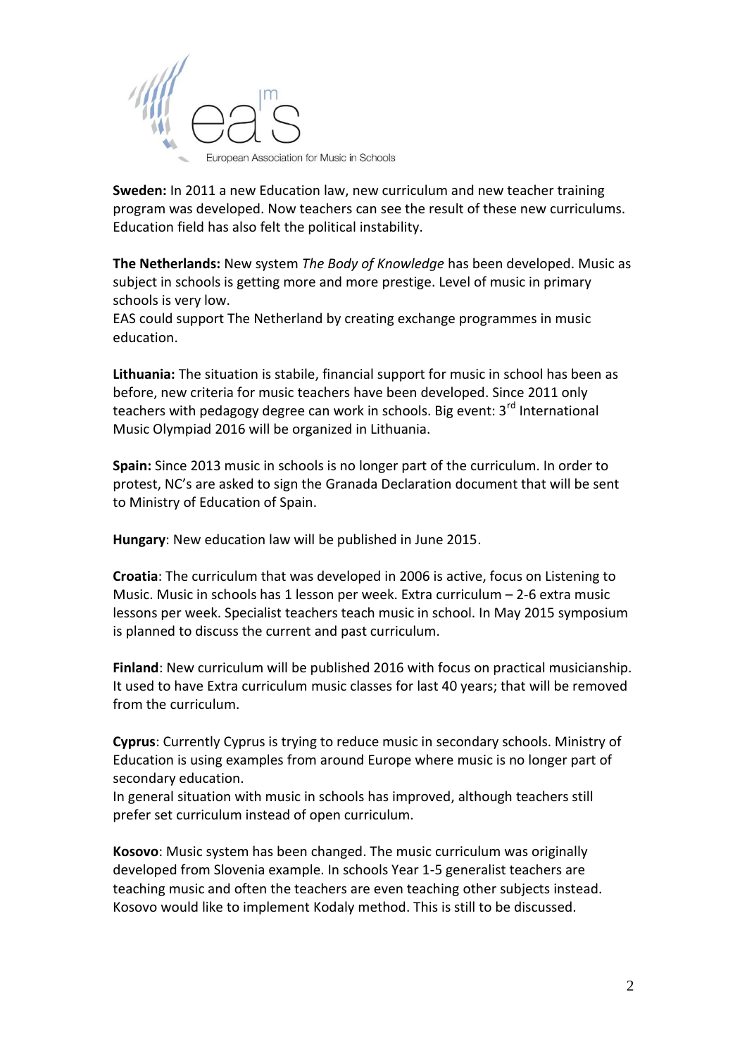**Sweden:** In 2011 a new Education law, new curriculum and new teacher training program was developed. Now teachers can see the result of these new curriculums. Education field has also felt the political instability.

**The Netherlands:** New system *The Body of Knowledge* has been developed. Music as subject in schools is getting more and more prestige. Level of music in primary schools is very low.
EAS could support The Netherland by creating exchange programmes in music education.

**Lithuania:** The situation is stabile, financial support for music in school has been as before, new criteria for music teachers have been developed. Since 2011 only teachers with pedagogy degree can work in schools. Big event: 3rd International Music Olympiad 2016 will be organized in Lithuania.

**Spain:** Since 2013 music in schools is no longer part of the curriculum. In order to protest, NC's are asked to sign the Granada Declaration document that will be sent to Ministry of Education of Spain.

**Hungary**: New education law will be published in June 2015.

**Croatia**: The curriculum that was developed in 2006 is active, focus on Listening to Music. Music in schools has 1 lesson per week. Extra curriculum – 2-6 extra music lessons per week. Specialist teachers teach music in school. In May 2015 symposium is planned to discuss the current and past curriculum.

**Finland**: New curriculum will be published 2016 with focus on practical musicianship. It used to have Extra curriculum music classes for last 40 years; that will be removed from the curriculum.

**Cyprus**: Currently Cyprus is trying to reduce music in secondary schools. Ministry of Education is using examples from around Europe where music is no longer part of secondary education.
In general situation with music in schools has improved, although teachers still prefer set curriculum instead of open curriculum.

**Kosovo**: Music system has been changed. The music curriculum was originally developed from Slovenia example. In schools Year 1-5 generalist teachers are teaching music and often the teachers are even teaching other subjects instead. Kosovo would like to implement Kodaly method. This is still to be discussed.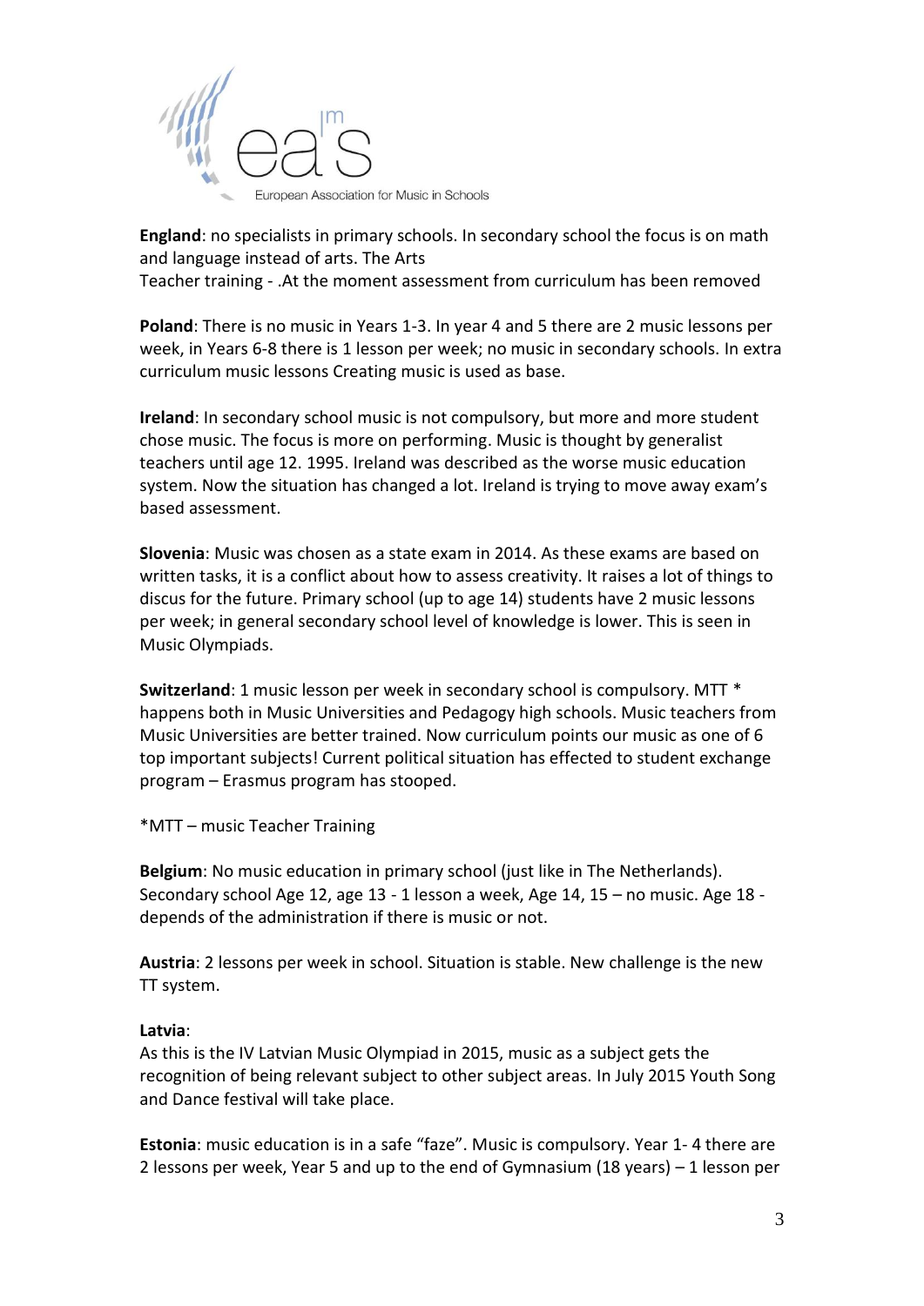**England**: no specialists in primary schools. In secondary school the focus is on math and language instead of arts. The Arts
Teacher training - .At the moment assessment from curriculum has been removed

**Poland**: There is no music in Years 1-3. In year 4 and 5 there are 2 music lessons per week, in Years 6-8 there is 1 lesson per week; no music in secondary schools. In extra curriculum music lessons Creating music is used as base.

**Ireland**: In secondary school music is not compulsory, but more and more student chose music. The focus is more on performing. Music is thought by generalist teachers until age 12. 1995. Ireland was described as the worse music education system. Now the situation has changed a lot. Ireland is trying to move away exam's based assessment.

**Slovenia**: Music was chosen as a state exam in 2014. As these exams are based on written tasks, it is a conflict about how to assess creativity. It raises a lot of things to discus for the future. Primary school (up to age 14) students have 2 music lessons per week; in general secondary school level of knowledge is lower. This is seen in Music Olympiads.

**Switzerland**: 1 music lesson per week in secondary school is compulsory. MTT * happens both in Music Universities and Pedagogy high schools. Music teachers from Music Universities are better trained. Now curriculum points our music as one of 6 top important subjects! Current political situation has effected to student exchange program – Erasmus program has stooped.

*MTT – music Teacher Training

**Belgium**: No music education in primary school (just like in The Netherlands). Secondary school Age 12, age 13 - 1 lesson a week, Age 14, 15 – no music. Age 18 - depends of the administration if there is music or not.

**Austria**: 2 lessons per week in school. Situation is stable. New challenge is the new TT system.

**Latvia**:
As this is the IV Latvian Music Olympiad in 2015, music as a subject gets the recognition of being relevant subject to other subject areas. In July 2015 Youth Song and Dance festival will take place.

**Estonia**: music education is in a safe "faze". Music is compulsory. Year 1- 4 there are 2 lessons per week, Year 5 and up to the end of Gymnasium (18 years) – 1 lesson per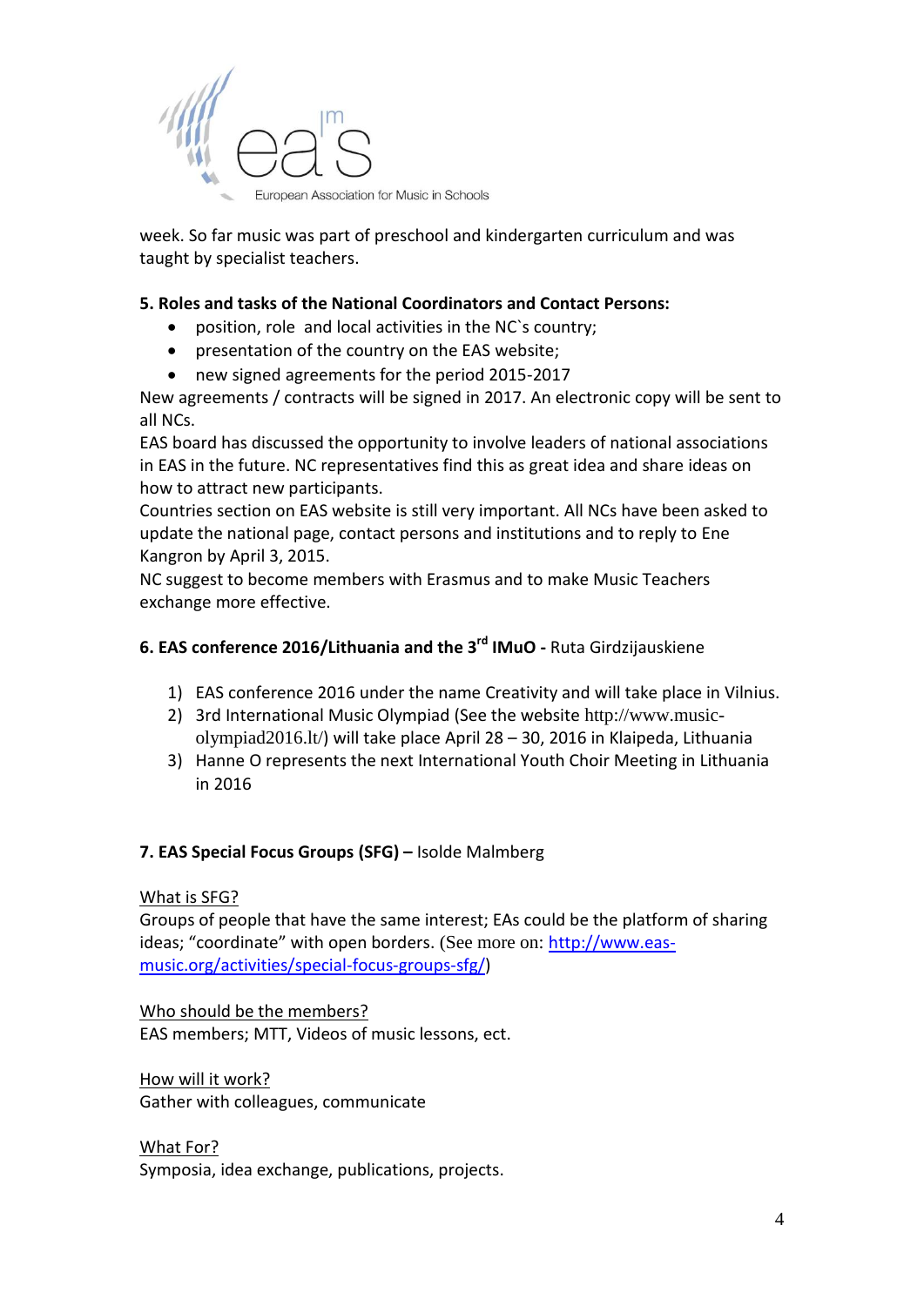week. So far music was part of preschool and kindergarten curriculum and was taught by specialist teachers.

**5. Roles and tasks of the National Coordinators and Contact Persons:**

- position, role and local activities in the NC`s country;
- presentation of the country on the EAS website;
- new signed agreements for the period 2015-2017

New agreements / contracts will be signed in 2017. An electronic copy will be sent to all NCs.

EAS board has discussed the opportunity to involve leaders of national associations in EAS in the future. NC representatives find this as great idea and share ideas on how to attract new participants.

Countries section on EAS website is still very important. All NCs have been asked to update the national page, contact persons and institutions and to reply to Ene Kangron by April 3, 2015.

NC suggest to become members with Erasmus and to make Music Teachers exchange more effective.

**6. EAS conference 2016/Lithuania and the 3rd IMuO -** Ruta Girdzijauskiene

1) EAS conference 2016 under the name Creativity and will take place in Vilnius.
2) 3rd International Music Olympiad (See the website http://www.music-olympiad2016.lt/) will take place April 28 – 30, 2016 in Klaipeda, Lithuania
3) Hanne O represents the next International Youth Choir Meeting in Lithuania in 2016

**7. EAS Special Focus Groups (SFG) –** Isolde Malmberg

What is SFG?
Groups of people that have the same interest; EAs could be the platform of sharing ideas; "coordinate" with open borders. (See more on: http://www.eas-music.org/activities/special-focus-groups-sfg/)

Who should be the members?
EAS members; MTT, Videos of music lessons, ect.

How will it work?
Gather with colleagues, communicate

What For?
Symposia, idea exchange, publications, projects.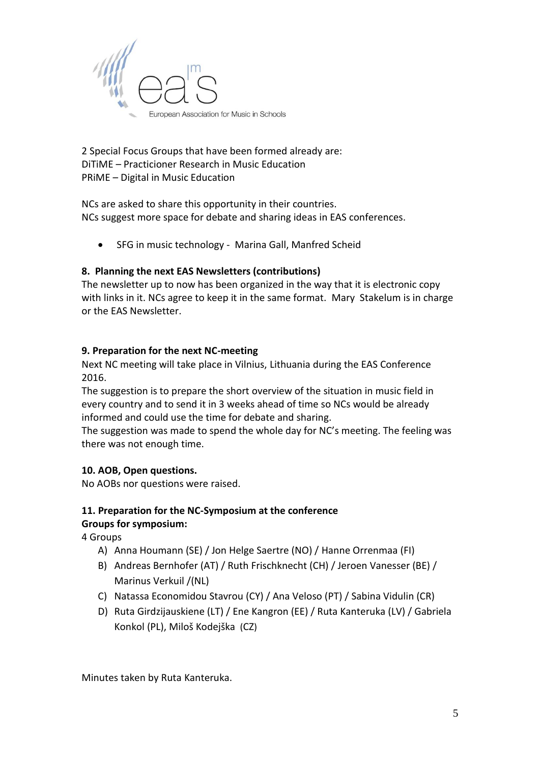2 Special Focus Groups that have been formed already are:
DiTiME – Practicioner Research in Music Education
PRiME – Digital in Music Education

NCs are asked to share this opportunity in their countries.
NCs suggest more space for debate and sharing ideas in EAS conferences.

- SFG in music technology - Marina Gall, Manfred Scheid

**8. Planning the next EAS Newsletters (contributions)**

The newsletter up to now has been organized in the way that it is electronic copy with links in it. NCs agree to keep it in the same format. Mary Stakelum is in charge or the EAS Newsletter.

**9. Preparation for the next NC-meeting**

Next NC meeting will take place in Vilnius, Lithuania during the EAS Conference 2016.
The suggestion is to prepare the short overview of the situation in music field in every country and to send it in 3 weeks ahead of time so NCs would be already informed and could use the time for debate and sharing.
The suggestion was made to spend the whole day for NC's meeting. The feeling was there was not enough time.

**10. AOB, Open questions.**

No AOBs nor questions were raised.

**11. Preparation for the NC-Symposium at the conference**

**Groups for symposium:**

4 Groups

A) Anna Houmann (SE) / Jon Helge Saertre (NO) / Hanne Orrenmaa (FI)
B) Andreas Bernhofer (AT) / Ruth Frischknecht (CH) / Jeroen Vanesser (BE) / Marinus Verkuil /(NL)
C) Natassa Economidou Stavrou (CY) / Ana Veloso (PT) / Sabina Vidulin (CR)
D) Ruta Girdzijauskiene (LT) / Ene Kangron (EE) / Ruta Kanteruka (LV) / Gabriela Konkol (PL), Miloš Kodejška (CZ)

Minutes taken by Ruta Kanteruka.